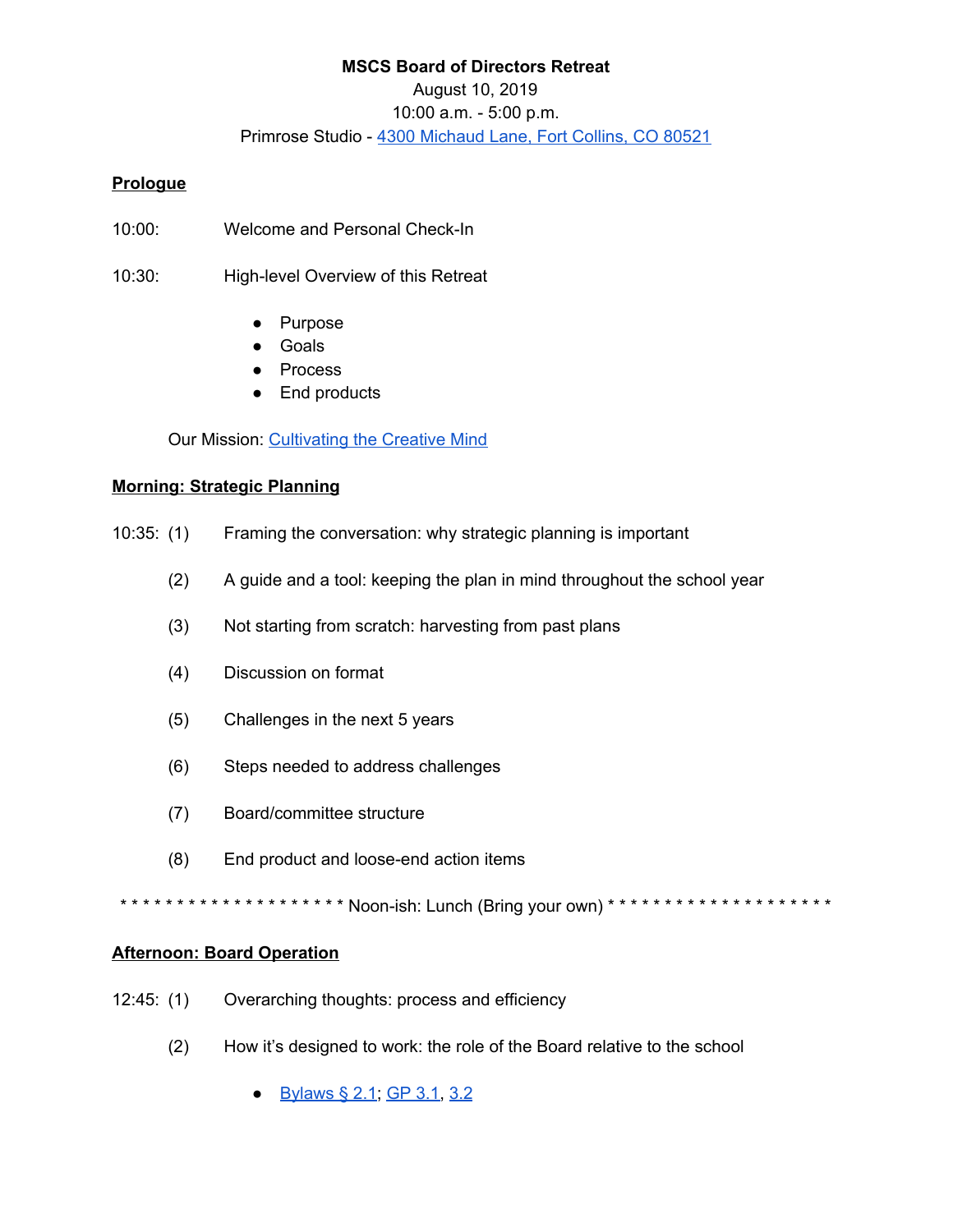**MSCS Board of Directors Retreat**

August 10, 2019

10:00 a.m. - 5:00 p.m.

Primrose Studio - [4300 Michaud Lane, Fort Collins, CO 80521]

**Prologue**

10:00: Welcome and Personal Check-In

10:30: High-level Overview of this Retreat

- Purpose
- Goals
- Process
- End products

Our Mission: [Cultivating the Creative Mind]

**Morning: Strategic Planning**

10:35: (1) Framing the conversation: why strategic planning is important

(2) A guide and a tool: keeping the plan in mind throughout the school year

(3) Not starting from scratch: harvesting from past plans

(4) Discussion on format

(5) Challenges in the next 5 years

(6) Steps needed to address challenges

(7) Board/committee structure

(8) End product and loose-end action items

* * * * * * * * * * * * * * * * * * * * Noon-ish: Lunch (Bring your own) * * * * * * * * * * * * * * * * * * * *

**Afternoon: Board Operation**

12:45: (1) Overarching thoughts: process and efficiency

(2) How it's designed to work: the role of the Board relative to the school

- [Bylaws § 2.1]; [GP 3.1], [3.2]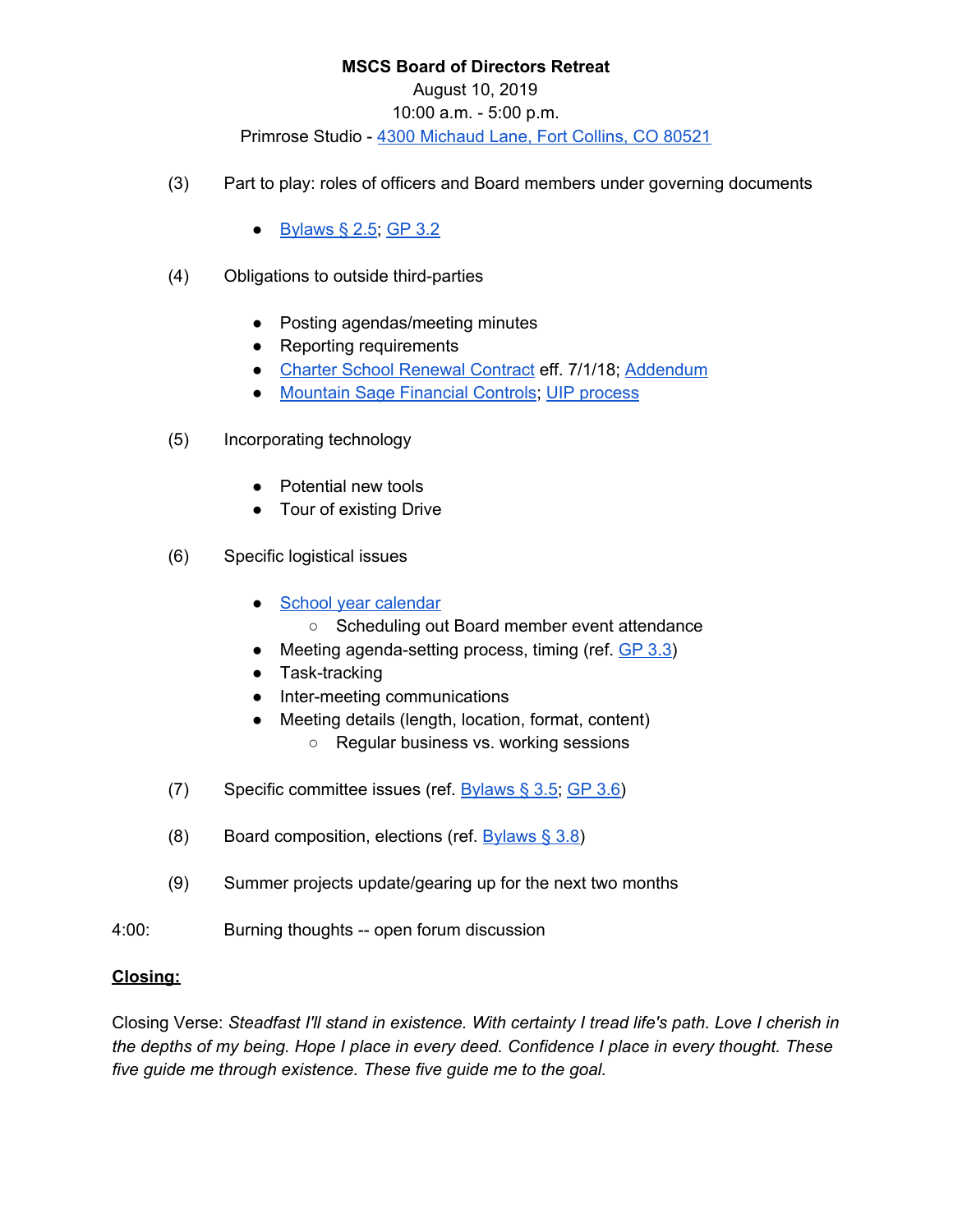**MSCS Board of Directors Retreat**
August 10, 2019
10:00 a.m. - 5:00 p.m.
Primrose Studio - 4300 Michaud Lane, Fort Collins, CO 80521

(3) Part to play: roles of officers and Board members under governing documents

- Bylaws § 2.5; GP 3.2

(4) Obligations to outside third-parties

- Posting agendas/meeting minutes
- Reporting requirements
- Charter School Renewal Contract eff. 7/1/18; Addendum
- Mountain Sage Financial Controls; UIP process

(5) Incorporating technology

- Potential new tools
- Tour of existing Drive

(6) Specific logistical issues

- School year calendar
  - Scheduling out Board member event attendance
- Meeting agenda-setting process, timing (ref. GP 3.3)
- Task-tracking
- Inter-meeting communications
- Meeting details (length, location, format, content)
  - Regular business vs. working sessions

(7) Specific committee issues (ref. Bylaws § 3.5; GP 3.6)

(8) Board composition, elections (ref. Bylaws § 3.8)

(9) Summer projects update/gearing up for the next two months

4:00: Burning thoughts -- open forum discussion

**Closing:**

Closing Verse: *Steadfast I'll stand in existence. With certainty I tread life's path. Love I cherish in the depths of my being. Hope I place in every deed. Confidence I place in every thought. These five guide me through existence. These five guide me to the goal.*